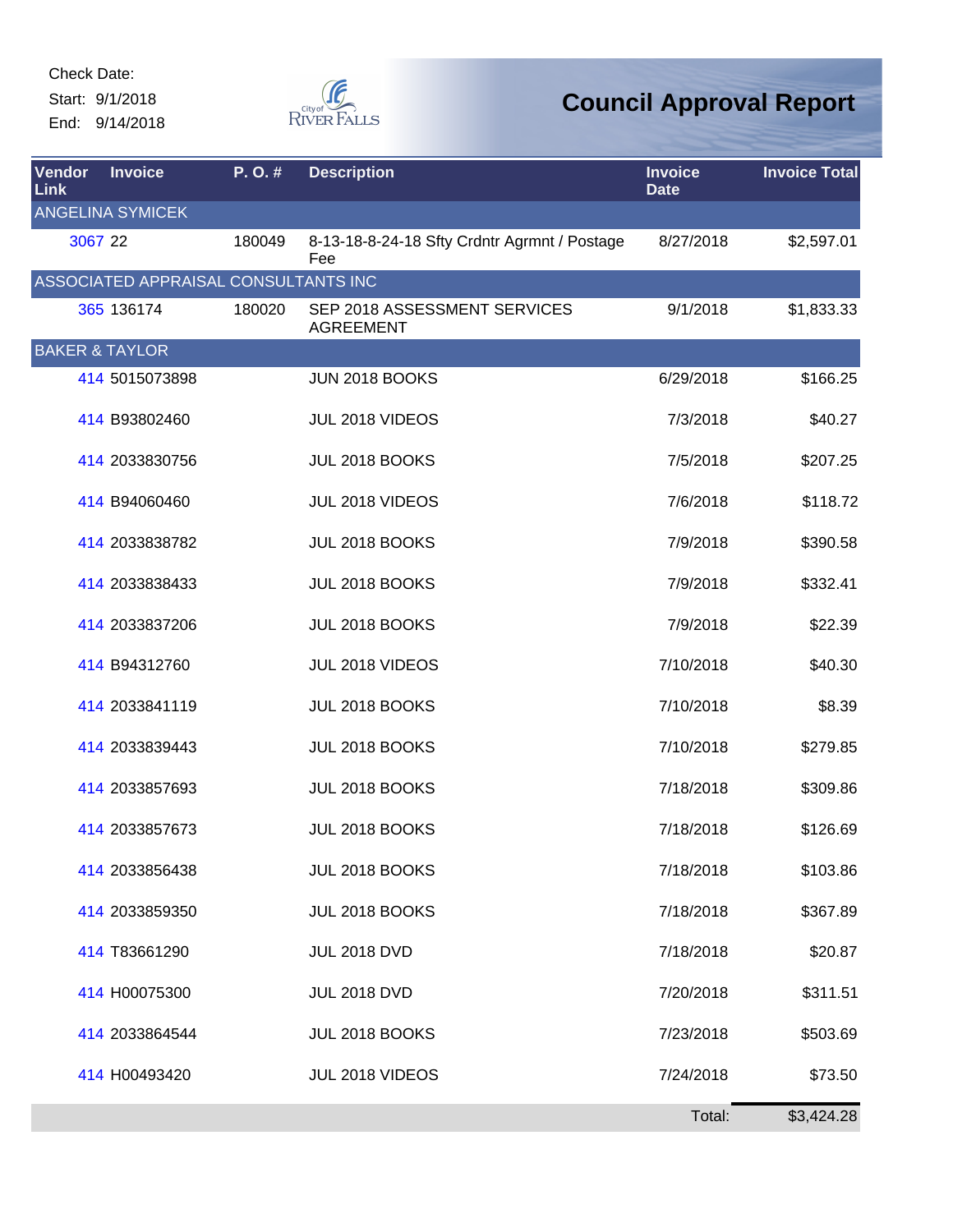Check Date:
Start: 9/1/2018
End: 9/14/2018

City of River Falls

# Council Approval Report

| Vendor Link | Invoice | P. O. # | Description | Invoice Date | Invoice Total |
|---|---|---|---|---|---|
| ANGELINA SYMICEK | | | | | |
| 3067 | 22 | 180049 | 8-13-18-8-24-18 Sfty Crdntr Agrmnt / Postage Fee | 8/27/2018 | $2,597.01 |
| ASSOCIATED APPRAISAL CONSULTANTS INC | | | | | |
| 365 | 136174 | 180020 | SEP 2018 ASSESSMENT SERVICES AGREEMENT | 9/1/2018 | $1,833.33 |
| BAKER & TAYLOR | | | | | |
| 414 | 5015073898 | | JUN 2018 BOOKS | 6/29/2018 | $166.25 |
| 414 | B93802460 | | JUL 2018 VIDEOS | 7/3/2018 | $40.27 |
| 414 | 2033830756 | | JUL 2018 BOOKS | 7/5/2018 | $207.25 |
| 414 | B94060460 | | JUL 2018 VIDEOS | 7/6/2018 | $118.72 |
| 414 | 2033838782 | | JUL 2018 BOOKS | 7/9/2018 | $390.58 |
| 414 | 2033838433 | | JUL 2018 BOOKS | 7/9/2018 | $332.41 |
| 414 | 2033837206 | | JUL 2018 BOOKS | 7/9/2018 | $22.39 |
| 414 | B94312760 | | JUL 2018 VIDEOS | 7/10/2018 | $40.30 |
| 414 | 2033841119 | | JUL 2018 BOOKS | 7/10/2018 | $8.39 |
| 414 | 2033839443 | | JUL 2018 BOOKS | 7/10/2018 | $279.85 |
| 414 | 2033857693 | | JUL 2018 BOOKS | 7/18/2018 | $309.86 |
| 414 | 2033857673 | | JUL 2018 BOOKS | 7/18/2018 | $126.69 |
| 414 | 2033856438 | | JUL 2018 BOOKS | 7/18/2018 | $103.86 |
| 414 | 2033859350 | | JUL 2018 BOOKS | 7/18/2018 | $367.89 |
| 414 | T83661290 | | JUL 2018 DVD | 7/18/2018 | $20.87 |
| 414 | H00075300 | | JUL 2018 DVD | 7/20/2018 | $311.51 |
| 414 | 2033864544 | | JUL 2018 BOOKS | 7/23/2018 | $503.69 |
| 414 | H00493420 | | JUL 2018 VIDEOS | 7/24/2018 | $73.50 |
| | | | | Total: | $3,424.28 |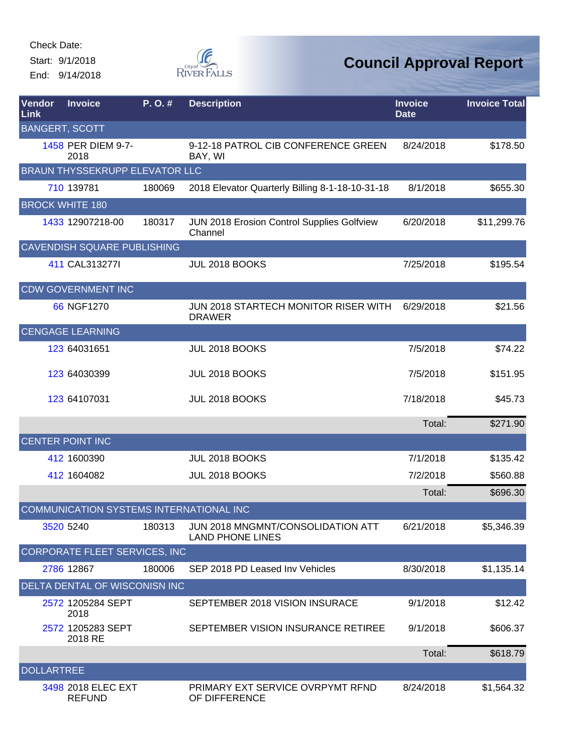Check Date:
Start: 9/1/2018
End: 9/14/2018

# Council Approval Report

| Vendor Link | Invoice | P. O. # | Description | Invoice Date | Invoice Total |
|---|---|---|---|---|---|
| BANGERT, SCOTT | | | | | |
| 1458 | PER DIEM 9-7-2018 | | 9-12-18 PATROL CIB CONFERENCE GREEN BAY, WI | 8/24/2018 | $178.50 |
| BRAUN THYSSEKRUPP ELEVATOR LLC | | | | | |
| 710 | 139781 | 180069 | 2018 Elevator Quarterly Billing 8-1-18-10-31-18 | 8/1/2018 | $655.30 |
| BROCK WHITE 180 | | | | | |
| 1433 | 12907218-00 | 180317 | JUN 2018 Erosion Control Supplies Golfview Channel | 6/20/2018 | $11,299.76 |
| CAVENDISH SQUARE PUBLISHING | | | | | |
| 411 | CAL313277I | | JUL 2018 BOOKS | 7/25/2018 | $195.54 |
| CDW GOVERNMENT INC | | | | | |
| 66 | NGF1270 | | JUN 2018 STARTECH MONITOR RISER WITH DRAWER | 6/29/2018 | $21.56 |
| CENGAGE LEARNING | | | | | |
| 123 | 64031651 | | JUL 2018 BOOKS | 7/5/2018 | $74.22 |
| 123 | 64030399 | | JUL 2018 BOOKS | 7/5/2018 | $151.95 |
| 123 | 64107031 | | JUL 2018 BOOKS | 7/18/2018 | $45.73 |
| | | | | Total: | $271.90 |
| CENTER POINT INC | | | | | |
| 412 | 1600390 | | JUL 2018 BOOKS | 7/1/2018 | $135.42 |
| 412 | 1604082 | | JUL 2018 BOOKS | 7/2/2018 | $560.88 |
| | | | | Total: | $696.30 |
| COMMUNICATION SYSTEMS INTERNATIONAL INC | | | | | |
| 3520 | 5240 | 180313 | JUN 2018 MNGMNT/CONSOLIDATION ATT LAND PHONE LINES | 6/21/2018 | $5,346.39 |
| CORPORATE FLEET SERVICES, INC | | | | | |
| 2786 | 12867 | 180006 | SEP 2018 PD Leased Inv Vehicles | 8/30/2018 | $1,135.14 |
| DELTA DENTAL OF WISCONISN INC | | | | | |
| 2572 | 1205284 SEPT 2018 | | SEPTEMBER 2018 VISION INSURACE | 9/1/2018 | $12.42 |
| 2572 | 1205283 SEPT 2018 RE | | SEPTEMBER VISION INSURANCE RETIREE | 9/1/2018 | $606.37 |
| | | | | Total: | $618.79 |
| DOLLARTREE | | | | | |
| 3498 | 2018 ELEC EXT REFUND | | PRIMARY EXT SERVICE OVRPYMT RFND OF DIFFERENCE | 8/24/2018 | $1,564.32 |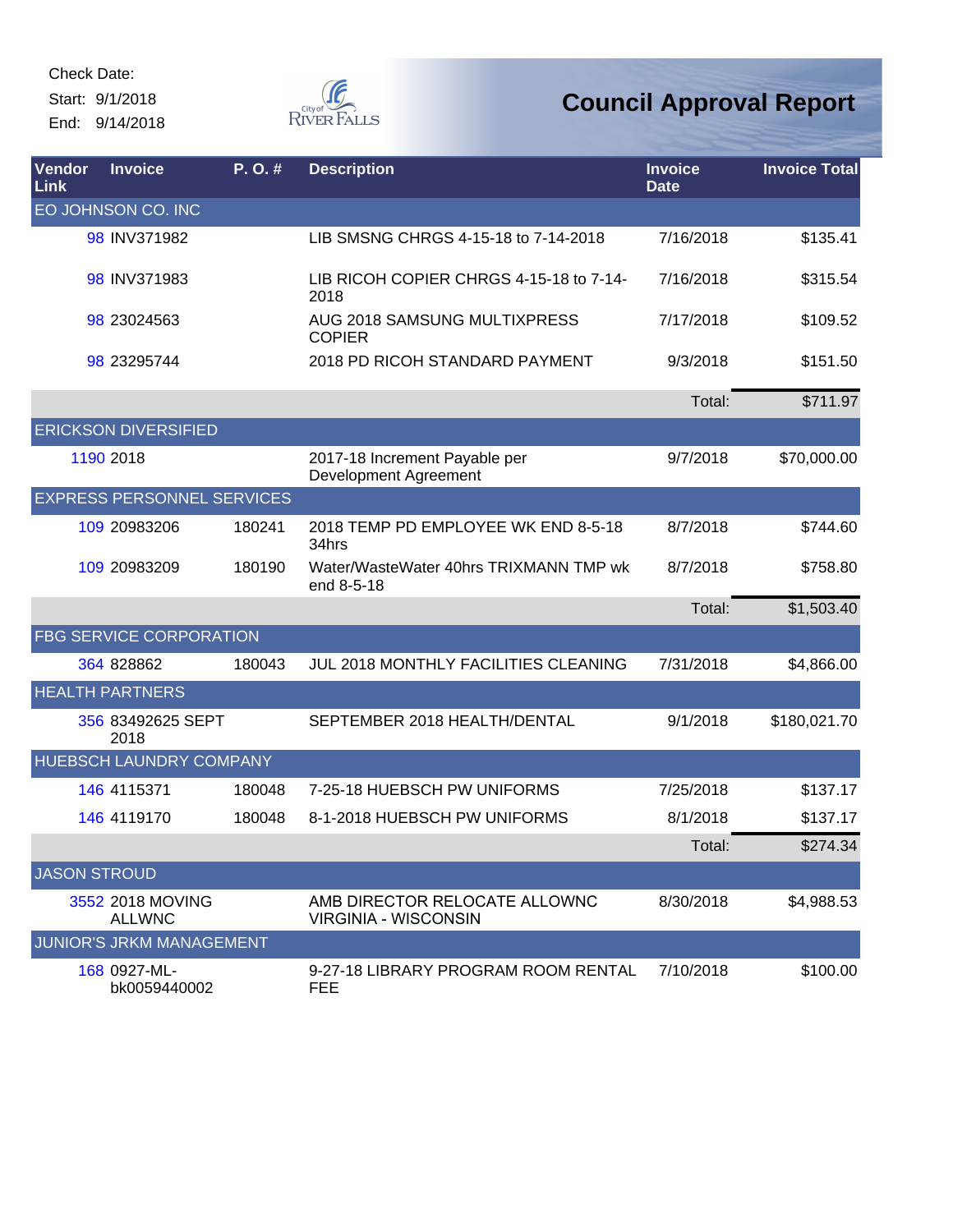Check Date:
Start: 9/1/2018
End: 9/14/2018

# Council Approval Report

| Vendor Link | Invoice | P. O. # | Description | Invoice Date | Invoice Total |
|---|---|---|---|---|---|
| EO JOHNSON CO. INC | | | | | |
| 98 | INV371982 | | LIB SMSNG CHRGS 4-15-18 to 7-14-2018 | 7/16/2018 | $135.41 |
| 98 | INV371983 | | LIB RICOH COPIER CHRGS 4-15-18 to 7-14-2018 | 7/16/2018 | $315.54 |
| 98 | 23024563 | | AUG 2018 SAMSUNG MULTIXPRESS COPIER | 7/17/2018 | $109.52 |
| 98 | 23295744 | | 2018 PD RICOH STANDARD PAYMENT | 9/3/2018 | $151.50 |
| | | | | Total: | $711.97 |
| ERICKSON DIVERSIFIED | | | | | |
| 1190 | 2018 | | 2017-18 Increment Payable per Development Agreement | 9/7/2018 | $70,000.00 |
| EXPRESS PERSONNEL SERVICES | | | | | |
| 109 | 20983206 | 180241 | 2018 TEMP PD EMPLOYEE WK END 8-5-18 34hrs | 8/7/2018 | $744.60 |
| 109 | 20983209 | 180190 | Water/WasteWater 40hrs TRIXMANN TMP wk end 8-5-18 | 8/7/2018 | $758.80 |
| | | | | Total: | $1,503.40 |
| FBG SERVICE CORPORATION | | | | | |
| 364 | 828862 | 180043 | JUL 2018 MONTHLY FACILITIES CLEANING | 7/31/2018 | $4,866.00 |
| HEALTH PARTNERS | | | | | |
| 356 | 83492625 SEPT 2018 | | SEPTEMBER 2018 HEALTH/DENTAL | 9/1/2018 | $180,021.70 |
| HUEBSCH LAUNDRY COMPANY | | | | | |
| 146 | 4115371 | 180048 | 7-25-18 HUEBSCH PW UNIFORMS | 7/25/2018 | $137.17 |
| 146 | 4119170 | 180048 | 8-1-2018 HUEBSCH PW UNIFORMS | 8/1/2018 | $137.17 |
| | | | | Total: | $274.34 |
| JASON STROUD | | | | | |
| 3552 | 2018 MOVING ALLWNC | | AMB DIRECTOR RELOCATE ALLOWNC VIRGINIA - WISCONSIN | 8/30/2018 | $4,988.53 |
| JUNIOR'S JRKM MANAGEMENT | | | | | |
| 168 | 0927-ML-bk0059440002 | | 9-27-18 LIBRARY PROGRAM ROOM RENTAL FEE | 7/10/2018 | $100.00 |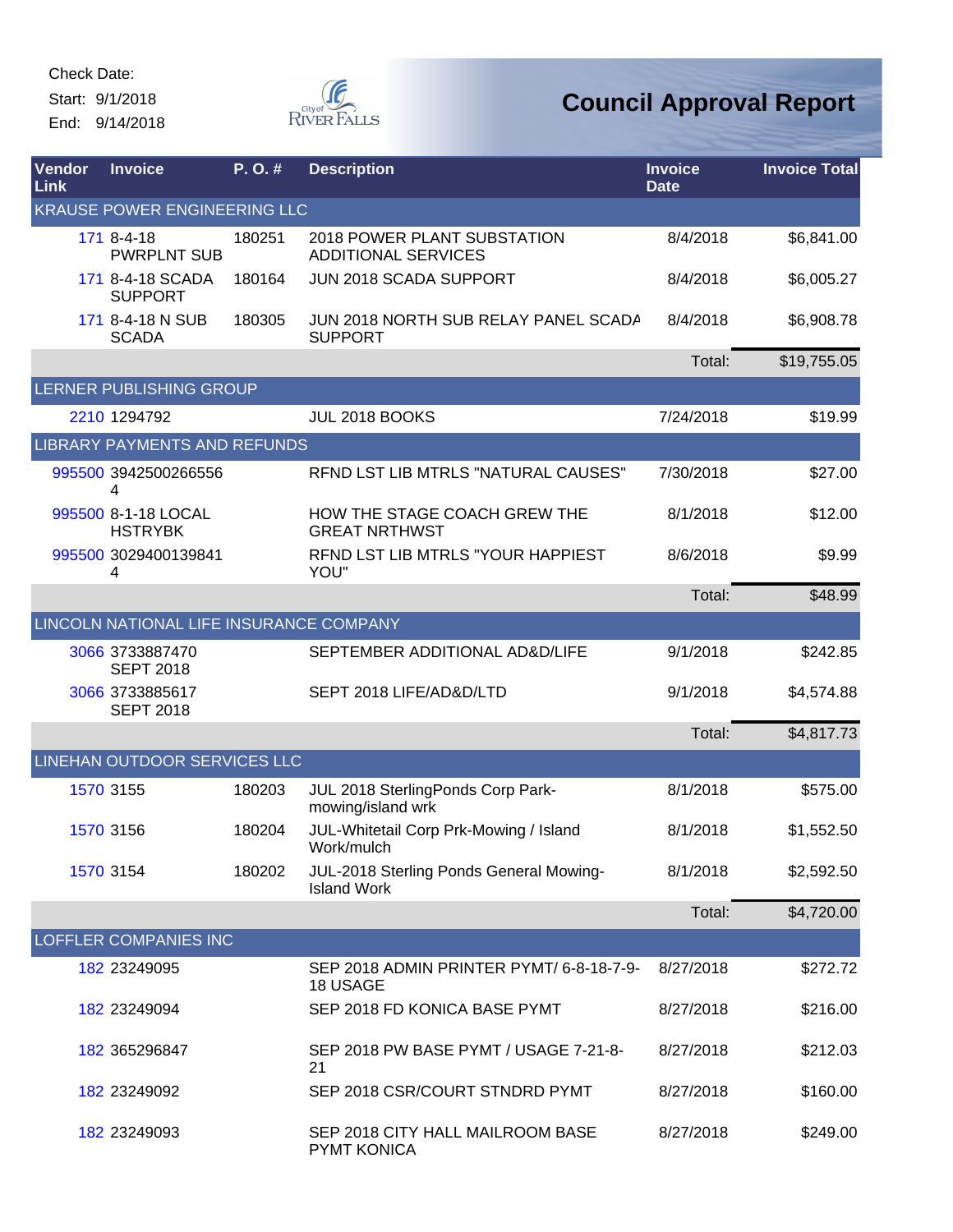Check Date:

Start: 9/1/2018

End: 9/14/2018

# Council Approval Report

| Vendor Link | Invoice | P. O. # | Description | Invoice Date | Invoice Total |
|---|---|---|---|---|---|
| KRAUSE POWER ENGINEERING LLC | | | | | |
| 171 | 8-4-18 PWRPLNT SUB | 180251 | 2018 POWER PLANT SUBSTATION ADDITIONAL SERVICES | 8/4/2018 | $6,841.00 |
| 171 | 8-4-18 SCADA SUPPORT | 180164 | JUN 2018 SCADA SUPPORT | 8/4/2018 | $6,005.27 |
| 171 | 8-4-18 N SUB SCADA | 180305 | JUN 2018 NORTH SUB RELAY PANEL SCADA SUPPORT | 8/4/2018 | $6,908.78 |
| | | | | Total: | $19,755.05 |
| LERNER PUBLISHING GROUP | | | | | |
| 2210 | 1294792 | | JUL 2018 BOOKS | 7/24/2018 | $19.99 |
| LIBRARY PAYMENTS AND REFUNDS | | | | | |
| 995500 | 39425002665564 | | RFND LST LIB MTRLS "NATURAL CAUSES" | 7/30/2018 | $27.00 |
| 995500 | 8-1-18 LOCAL HSTRYBK | | HOW THE STAGE COACH GREW THE GREAT NRTHWST | 8/1/2018 | $12.00 |
| 995500 | 30294001398414 | | RFND LST LIB MTRLS "YOUR HAPPIEST YOU" | 8/6/2018 | $9.99 |
| | | | | Total: | $48.99 |
| LINCOLN NATIONAL LIFE INSURANCE COMPANY | | | | | |
| 3066 | 3733887470 SEPT 2018 | | SEPTEMBER ADDITIONAL AD&D/LIFE | 9/1/2018 | $242.85 |
| 3066 | 3733885617 SEPT 2018 | | SEPT 2018 LIFE/AD&D/LTD | 9/1/2018 | $4,574.88 |
| | | | | Total: | $4,817.73 |
| LINEHAN OUTDOOR SERVICES LLC | | | | | |
| 1570 | 3155 | 180203 | JUL 2018 SterlingPonds Corp Park-mowing/island wrk | 8/1/2018 | $575.00 |
| 1570 | 3156 | 180204 | JUL-Whitetail Corp Prk-Mowing / Island Work/mulch | 8/1/2018 | $1,552.50 |
| 1570 | 3154 | 180202 | JUL-2018 Sterling Ponds General Mowing-Island Work | 8/1/2018 | $2,592.50 |
| | | | | Total: | $4,720.00 |
| LOFFLER COMPANIES INC | | | | | |
| 182 | 23249095 | | SEP 2018 ADMIN PRINTER PYMT/ 6-8-18-7-9-18 USAGE | 8/27/2018 | $272.72 |
| 182 | 23249094 | | SEP 2018 FD KONICA BASE PYMT | 8/27/2018 | $216.00 |
| 182 | 365296847 | | SEP 2018 PW BASE PYMT / USAGE 7-21-8-21 | 8/27/2018 | $212.03 |
| 182 | 23249092 | | SEP 2018 CSR/COURT STNDRD PYMT | 8/27/2018 | $160.00 |
| 182 | 23249093 | | SEP 2018 CITY HALL MAILROOM BASE PYMT KONICA | 8/27/2018 | $249.00 |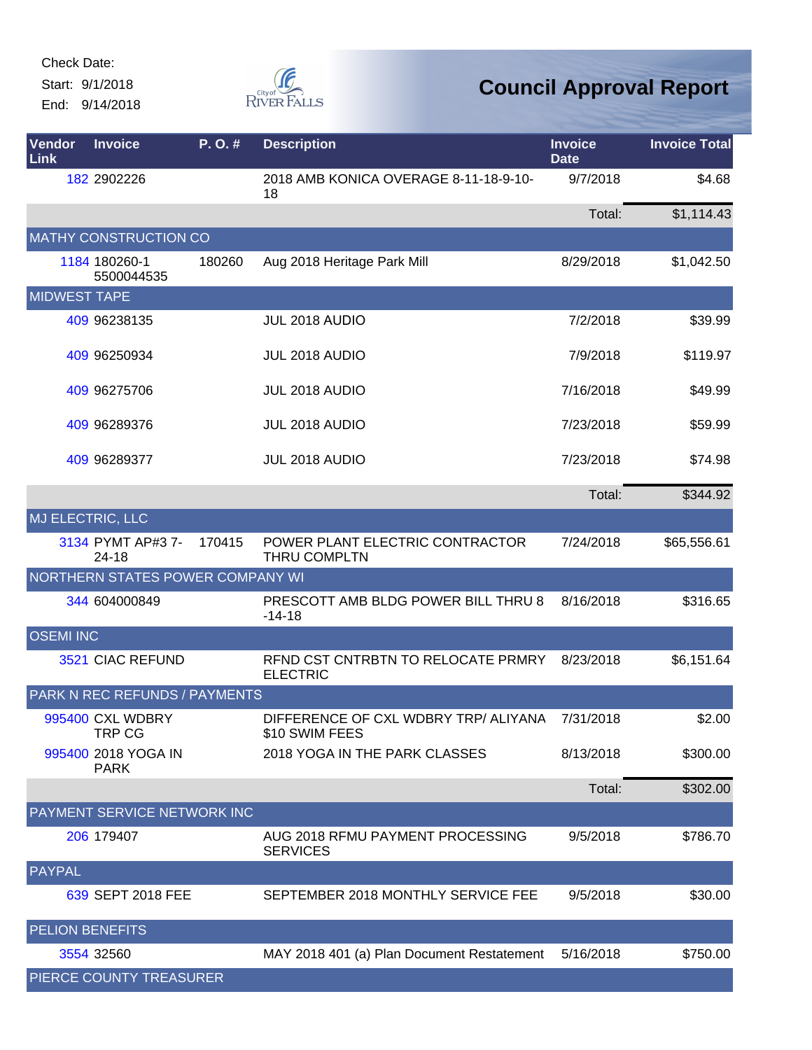Check Date:

Start: 9/1/2018

End: 9/14/2018

# Council Approval Report

| Vendor Link | Invoice | P. O. # | Description | Invoice Date | Invoice Total |
|---|---|---|---|---|---|
| 182 | 2902226 | | 2018 AMB KONICA OVERAGE 8-11-18-9-10-18 | 9/7/2018 | $4.68 |
| | | | | Total: | $1,114.43 |
| MATHY CONSTRUCTION CO | | | | | |
| 1184 | 180260-1 5500044535 | 180260 | Aug 2018 Heritage Park Mill | 8/29/2018 | $1,042.50 |
| MIDWEST TAPE | | | | | |
| 409 | 96238135 | | JUL 2018 AUDIO | 7/2/2018 | $39.99 |
| 409 | 96250934 | | JUL 2018 AUDIO | 7/9/2018 | $119.97 |
| 409 | 96275706 | | JUL 2018 AUDIO | 7/16/2018 | $49.99 |
| 409 | 96289376 | | JUL 2018 AUDIO | 7/23/2018 | $59.99 |
| 409 | 96289377 | | JUL 2018 AUDIO | 7/23/2018 | $74.98 |
| | | | | Total: | $344.92 |
| MJ ELECTRIC, LLC | | | | | |
| 3134 | PYMT AP#3 7-24-18 | 170415 | POWER PLANT ELECTRIC CONTRACTOR THRU COMPLTN | 7/24/2018 | $65,556.61 |
| NORTHERN STATES POWER COMPANY WI | | | | | |
| 344 | 604000849 | | PRESCOTT AMB BLDG POWER BILL THRU 8-14-18 | 8/16/2018 | $316.65 |
| OSEMI INC | | | | | |
| 3521 | CIAC REFUND | | RFND CST CNTRBTN TO RELOCATE PRMRY ELECTRIC | 8/23/2018 | $6,151.64 |
| PARK N REC REFUNDS / PAYMENTS | | | | | |
| 995400 | CXL WDBRY TRP CG | | DIFFERENCE OF CXL WDBRY TRP/ ALIYANA $10 SWIM FEES | 7/31/2018 | $2.00 |
| 995400 | 2018 YOGA IN PARK | | 2018 YOGA IN THE PARK CLASSES | 8/13/2018 | $300.00 |
| | | | | Total: | $302.00 |
| PAYMENT SERVICE NETWORK INC | | | | | |
| 206 | 179407 | | AUG 2018 RFMU PAYMENT PROCESSING SERVICES | 9/5/2018 | $786.70 |
| PAYPAL | | | | | |
| 639 | SEPT 2018 FEE | | SEPTEMBER 2018 MONTHLY SERVICE FEE | 9/5/2018 | $30.00 |
| PELION BENEFITS | | | | | |
| 3554 | 32560 | | MAY 2018 401 (a) Plan Document Restatement | 5/16/2018 | $750.00 |
| PIERCE COUNTY TREASURER | | | | | |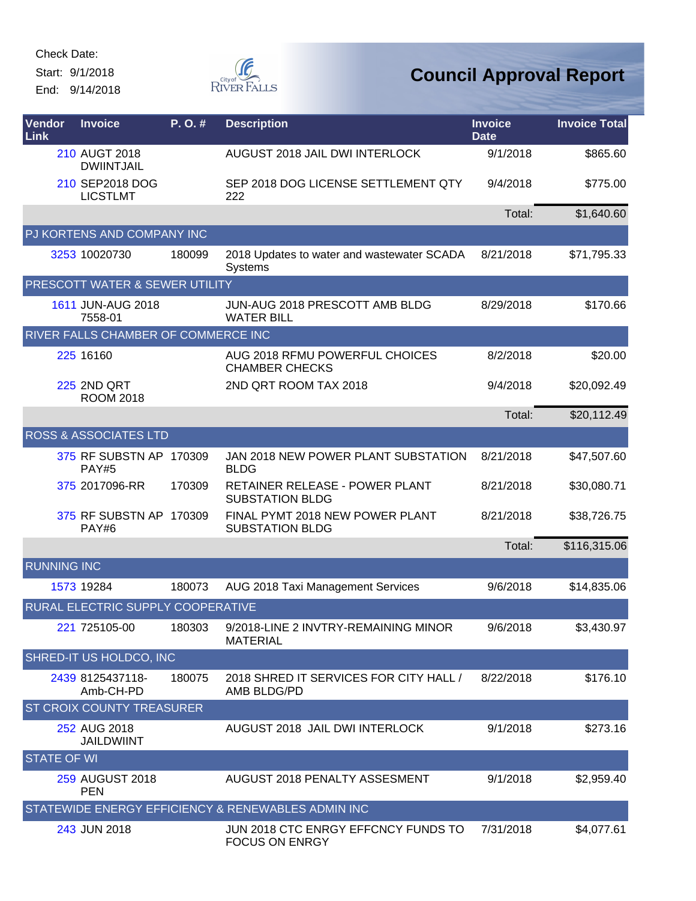Check Date:

Start: 9/1/2018

End: 9/14/2018

# Council Approval Report

| Vendor Link | Invoice | P. O. # | Description | Invoice Date | Invoice Total |
|---|---|---|---|---|---|
| 210 | AUGT 2018 DWIINTJAIL | | AUGUST 2018 JAIL DWI INTERLOCK | 9/1/2018 | $865.60 |
| 210 | SEP2018 DOG LICSTLMT | | SEP 2018 DOG LICENSE SETTLEMENT QTY 222 | 9/4/2018 | $775.00 |
| | | | | Total: | $1,640.60 |
| PJ KORTENS AND COMPANY INC | | | | | |
| 3253 | 10020730 | 180099 | 2018 Updates to water and wastewater SCADA Systems | 8/21/2018 | $71,795.33 |
| PRESCOTT WATER & SEWER UTILITY | | | | | |
| 1611 | JUN-AUG 2018 7558-01 | | JUN-AUG 2018 PRESCOTT AMB BLDG WATER BILL | 8/29/2018 | $170.66 |
| RIVER FALLS CHAMBER OF COMMERCE INC | | | | | |
| 225 | 16160 | | AUG 2018 RFMU POWERFUL CHOICES CHAMBER CHECKS | 8/2/2018 | $20.00 |
| 225 | 2ND QRT ROOM 2018 | | 2ND QRT ROOM TAX 2018 | 9/4/2018 | $20,092.49 |
| | | | | Total: | $20,112.49 |
| ROSS & ASSOCIATES LTD | | | | | |
| 375 | RF SUBSTN AP PAY#5 | 170309 | JAN 2018 NEW POWER PLANT SUBSTATION BLDG | 8/21/2018 | $47,507.60 |
| 375 | 2017096-RR | 170309 | RETAINER RELEASE - POWER PLANT SUBSTATION BLDG | 8/21/2018 | $30,080.71 |
| 375 | RF SUBSTN AP PAY#6 | 170309 | FINAL PYMT 2018 NEW POWER PLANT SUBSTATION BLDG | 8/21/2018 | $38,726.75 |
| | | | | Total: | $116,315.06 |
| RUNNING INC | | | | | |
| 1573 | 19284 | 180073 | AUG 2018 Taxi Management Services | 9/6/2018 | $14,835.06 |
| RURAL ELECTRIC SUPPLY COOPERATIVE | | | | | |
| 221 | 725105-00 | 180303 | 9/2018-LINE 2 INVTRY-REMAINING MINOR MATERIAL | 9/6/2018 | $3,430.97 |
| SHRED-IT US HOLDCO, INC | | | | | |
| 2439 | 8125437118-Amb-CH-PD | 180075 | 2018 SHRED IT SERVICES FOR CITY HALL / AMB BLDG/PD | 8/22/2018 | $176.10 |
| ST CROIX COUNTY TREASURER | | | | | |
| 252 | AUG 2018 JAILDWIINT | | AUGUST 2018 JAIL DWI INTERLOCK | 9/1/2018 | $273.16 |
| STATE OF WI | | | | | |
| 259 | AUGUST 2018 PEN | | AUGUST 2018 PENALTY ASSESMENT | 9/1/2018 | $2,959.40 |
| STATEWIDE ENERGY EFFICIENCY & RENEWABLES ADMIN INC | | | | | |
| 243 | JUN 2018 | | JUN 2018 CTC ENRGY EFFCNCY FUNDS TO FOCUS ON ENRGY | 7/31/2018 | $4,077.61 |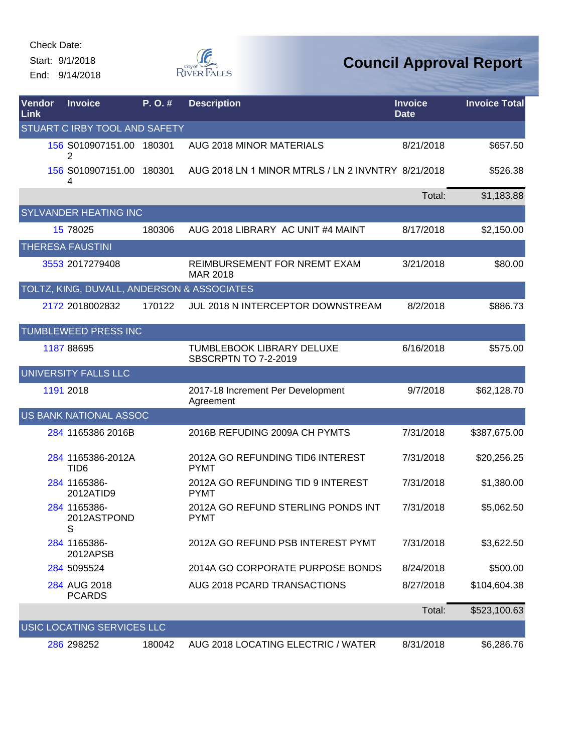Check Date:
Start: 9/1/2018
End: 9/14/2018

City of River Falls

# Council Approval Report

| Vendor Link | Invoice | P. O. # | Description | Invoice Date | Invoice Total |
|---|---|---|---|---|---|
| STUART C IRBY TOOL AND SAFETY | | | | | |
| 156 | S010907151.002 | 180301 | AUG 2018 MINOR MATERIALS | 8/21/2018 | $657.50 |
| 156 | S010907151.004 | 180301 | AUG 2018 LN 1 MINOR MTRLS / LN 2 INVNTRY | 8/21/2018 | $526.38 |
| | | | | Total: | $1,183.88 |
| SYLVANDER HEATING INC | | | | | |
| 15 | 78025 | 180306 | AUG 2018 LIBRARY AC UNIT #4 MAINT | 8/17/2018 | $2,150.00 |
| THERESA FAUSTINI | | | | | |
| 3553 | 2017279408 | | REIMBURSEMENT FOR NREMT EXAM MAR 2018 | 3/21/2018 | $80.00 |
| TOLTZ, KING, DUVALL, ANDERSON & ASSOCIATES | | | | | |
| 2172 | 2018002832 | 170122 | JUL 2018 N INTERCEPTOR DOWNSTREAM | 8/2/2018 | $886.73 |
| TUMBLEWEED PRESS INC | | | | | |
| 1187 | 88695 | | TUMBLEBOOK LIBRARY DELUXE SBSCRPTN TO 7-2-2019 | 6/16/2018 | $575.00 |
| UNIVERSITY FALLS LLC | | | | | |
| 1191 | 2018 | | 2017-18 Increment Per Development Agreement | 9/7/2018 | $62,128.70 |
| US BANK NATIONAL ASSOC | | | | | |
| 284 | 1165386 2016B | | 2016B REFUDING 2009A CH PYMTS | 7/31/2018 | $387,675.00 |
| 284 | 1165386-2012A TID6 | | 2012A GO REFUNDING TID6 INTEREST PYMT | 7/31/2018 | $20,256.25 |
| 284 | 1165386-2012ATID9 | | 2012A GO REFUNDING TID 9 INTEREST PYMT | 7/31/2018 | $1,380.00 |
| 284 | 1165386-2012ASTPONDS | | 2012A GO REFUND STERLING PONDS INT PYMT | 7/31/2018 | $5,062.50 |
| 284 | 1165386-2012APSB | | 2012A GO REFUND PSB INTEREST PYMT | 7/31/2018 | $3,622.50 |
| 284 | 5095524 | | 2014A GO CORPORATE PURPOSE BONDS | 8/24/2018 | $500.00 |
| 284 | AUG 2018 PCARDS | | AUG 2018 PCARD TRANSACTIONS | 8/27/2018 | $104,604.38 |
| | | | | Total: | $523,100.63 |
| USIC LOCATING SERVICES LLC | | | | | |
| 286 | 298252 | 180042 | AUG 2018 LOCATING ELECTRIC / WATER | 8/31/2018 | $6,286.76 |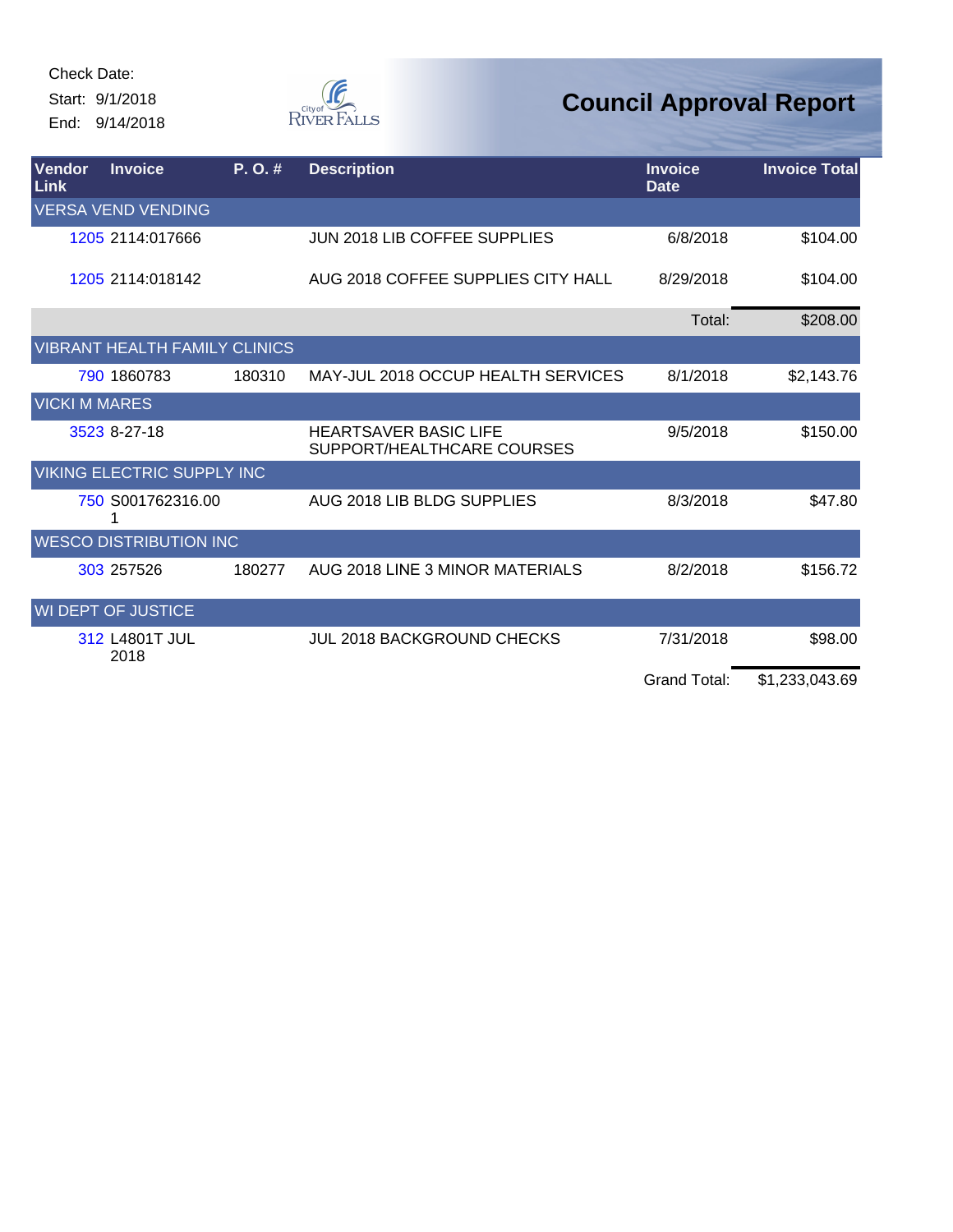Check Date:
Start: 9/1/2018
End: 9/14/2018

# Council Approval Report

| Vendor Link | Invoice | P. O. # | Description | Invoice Date | Invoice Total |
|---|---|---|---|---|---|
| VERSA VEND VENDING | | | | | |
| 1205 | 2114:017666 | | JUN 2018 LIB COFFEE SUPPLIES | 6/8/2018 | $104.00 |
| 1205 | 2114:018142 | | AUG 2018 COFFEE SUPPLIES CITY HALL | 8/29/2018 | $104.00 |
| | | | | Total: | $208.00 |
| VIBRANT HEALTH FAMILY CLINICS | | | | | |
| 790 | 1860783 | 180310 | MAY-JUL 2018 OCCUP HEALTH SERVICES | 8/1/2018 | $2,143.76 |
| VICKI M MARES | | | | | |
| 3523 | 8-27-18 | | HEARTSAVER BASIC LIFE SUPPORT/HEALTHCARE COURSES | 9/5/2018 | $150.00 |
| VIKING ELECTRIC SUPPLY INC | | | | | |
| 750 | S001762316.001 | | AUG 2018 LIB BLDG SUPPLIES | 8/3/2018 | $47.80 |
| WESCO DISTRIBUTION INC | | | | | |
| 303 | 257526 | 180277 | AUG 2018 LINE 3 MINOR MATERIALS | 8/2/2018 | $156.72 |
| WI DEPT OF JUSTICE | | | | | |
| 312 | L4801T JUL 2018 | | JUL 2018 BACKGROUND CHECKS | 7/31/2018 | $98.00 |
| | | | | Grand Total: | $1,233,043.69 |